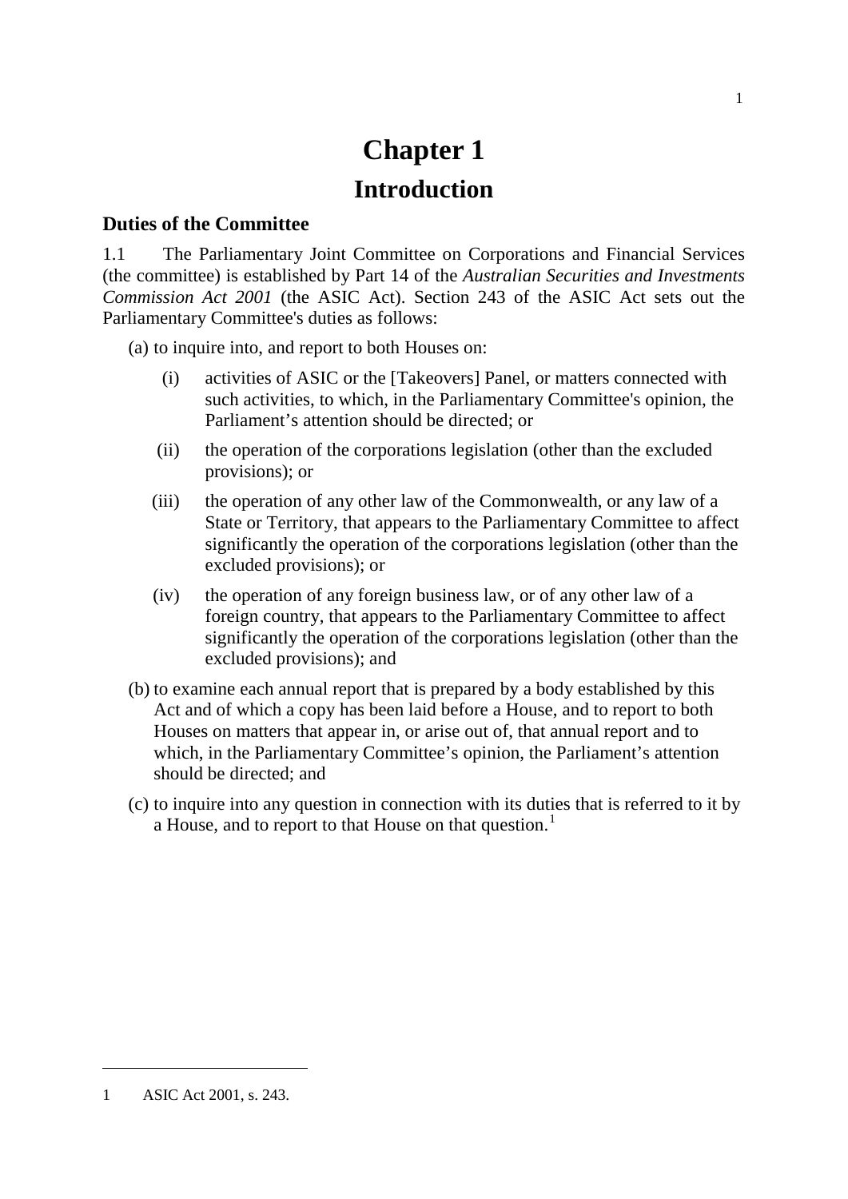# Chapter 1

# Introduction

## Duties of the Committee

1.1 The Parliamentary Joint Committee on Corporations and Financial Services (the committee) is established by Part 14 of the *Australian Securities and Investments Commission Act 2001* (the ASIC Act). Section 243 of the ASIC Act sets out the Parliamentary Committee's duties as follows:

(a) to inquire into, and report to both Houses on:

- (i) activities of ASIC or the [Takeovers] Panel, or matters connected with such activities, to which, in the Parliamentary Committee's opinion, the Parliament's attention should be directed; or
- (ii) the operation of the corporations legislation (other than the excluded provisions); or
- (iii) the operation of any other law of the Commonwealth, or any law of a State or Territory, that appears to the Parliamentary Committee to affect significantly the operation of the corporations legislation (other than the excluded provisions); or
- (iv) the operation of any foreign business law, or of any other law of a foreign country, that appears to the Parliamentary Committee to affect significantly the operation of the corporations legislation (other than the excluded provisions); and

(b) to examine each annual report that is prepared by a body established by this Act and of which a copy has been laid before a House, and to report to both Houses on matters that appear in, or arise out of, that annual report and to which, in the Parliamentary Committee's opinion, the Parliament's attention should be directed; and

(c) to inquire into any question in connection with its duties that is referred to it by a House, and to report to that House on that question.[1]

---

1 ASIC Act 2001, s. 243.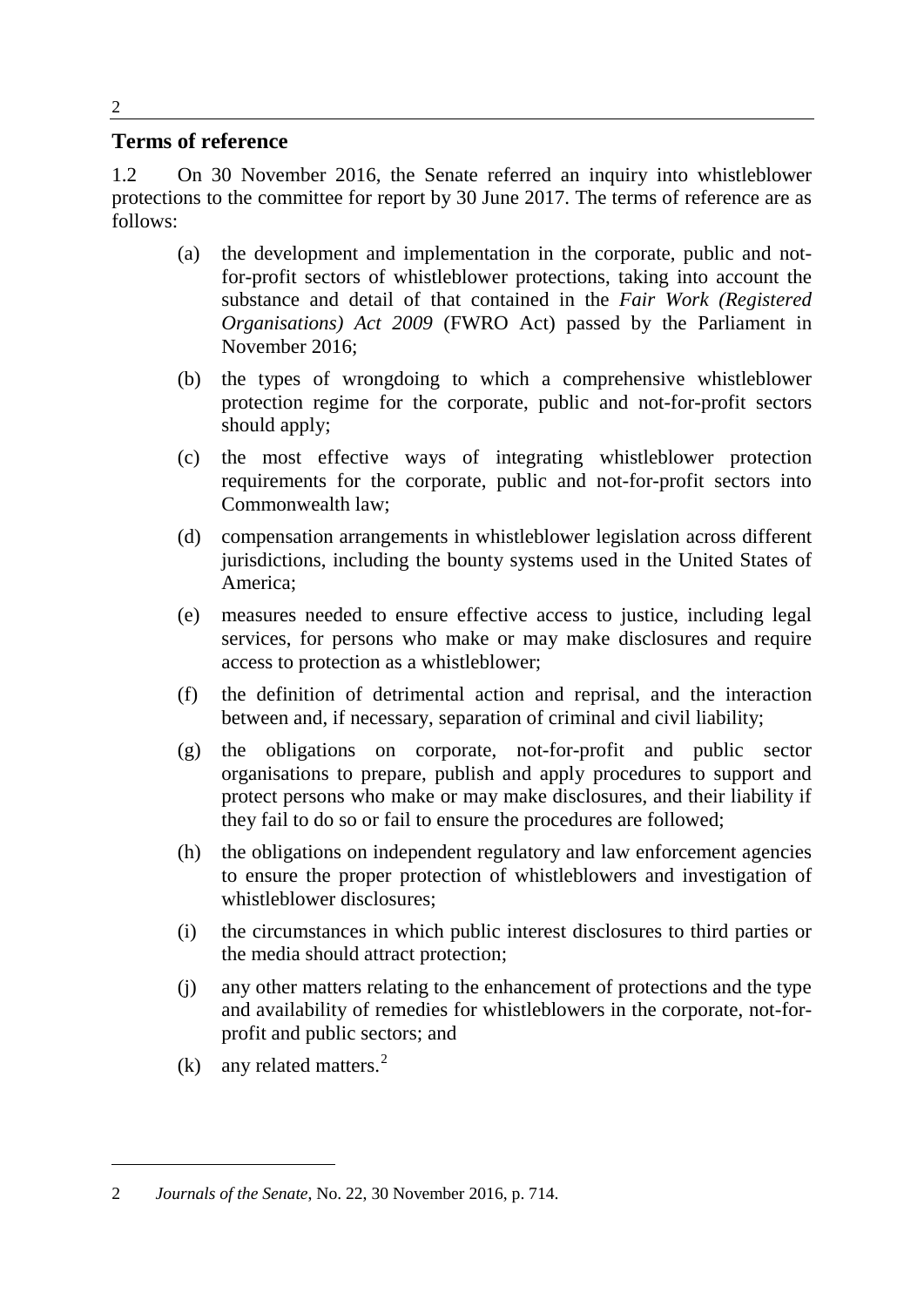## Terms of reference

1.2 On 30 November 2016, the Senate referred an inquiry into whistleblower protections to the committee for report by 30 June 2017. The terms of reference are as follows:

(a) the development and implementation in the corporate, public and not-for-profit sectors of whistleblower protections, taking into account the substance and detail of that contained in the *Fair Work (Registered Organisations) Act 2009* (FWRO Act) passed by the Parliament in November 2016;

(b) the types of wrongdoing to which a comprehensive whistleblower protection regime for the corporate, public and not-for-profit sectors should apply;

(c) the most effective ways of integrating whistleblower protection requirements for the corporate, public and not-for-profit sectors into Commonwealth law;

(d) compensation arrangements in whistleblower legislation across different jurisdictions, including the bounty systems used in the United States of America;

(e) measures needed to ensure effective access to justice, including legal services, for persons who make or may make disclosures and require access to protection as a whistleblower;

(f) the definition of detrimental action and reprisal, and the interaction between and, if necessary, separation of criminal and civil liability;

(g) the obligations on corporate, not-for-profit and public sector organisations to prepare, publish and apply procedures to support and protect persons who make or may make disclosures, and their liability if they fail to do so or fail to ensure the procedures are followed;

(h) the obligations on independent regulatory and law enforcement agencies to ensure the proper protection of whistleblowers and investigation of whistleblower disclosures;

(i) the circumstances in which public interest disclosures to third parties or the media should attract protection;

(j) any other matters relating to the enhancement of protections and the type and availability of remedies for whistleblowers in the corporate, not-for-profit and public sectors; and

(k) any related matters.[2]

---

2 *Journals of the Senate*, No. 22, 30 November 2016, p. 714.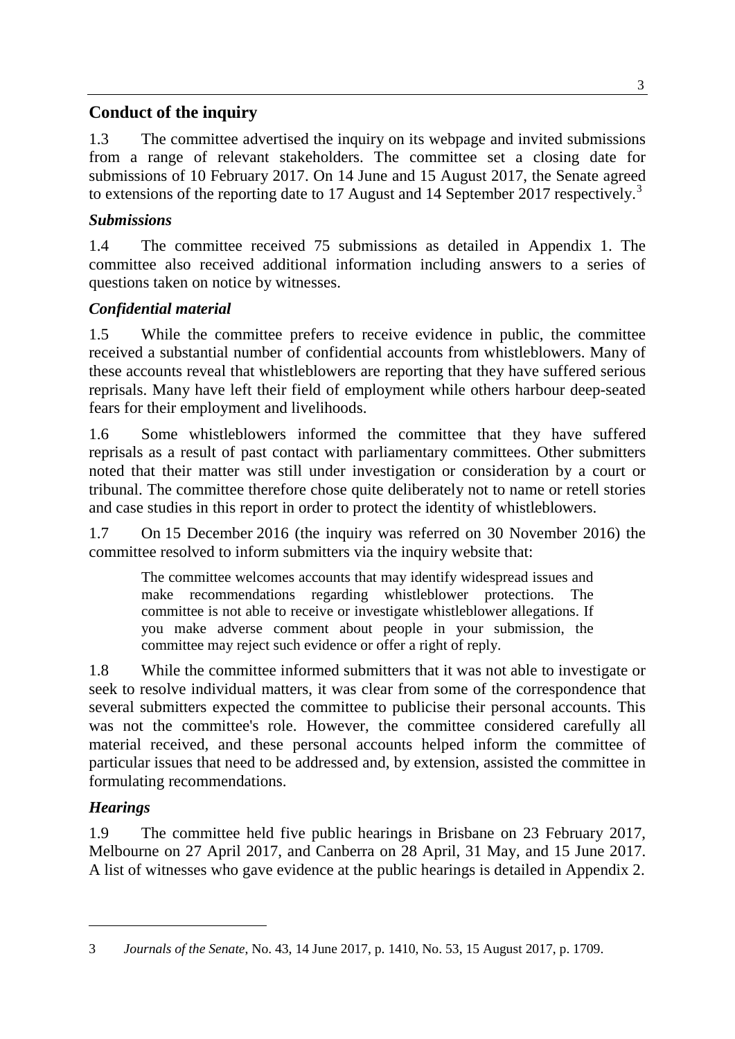## Conduct of the inquiry

1.3 The committee advertised the inquiry on its webpage and invited submissions from a range of relevant stakeholders. The committee set a closing date for submissions of 10 February 2017. On 14 June and 15 August 2017, the Senate agreed to extensions of the reporting date to 17 August and 14 September 2017 respectively.[3]

### *Submissions*

1.4 The committee received 75 submissions as detailed in Appendix 1. The committee also received additional information including answers to a series of questions taken on notice by witnesses.

### *Confidential material*

1.5 While the committee prefers to receive evidence in public, the committee received a substantial number of confidential accounts from whistleblowers. Many of these accounts reveal that whistleblowers are reporting that they have suffered serious reprisals. Many have left their field of employment while others harbour deep-seated fears for their employment and livelihoods.

1.6 Some whistleblowers informed the committee that they have suffered reprisals as a result of past contact with parliamentary committees. Other submitters noted that their matter was still under investigation or consideration by a court or tribunal. The committee therefore chose quite deliberately not to name or retell stories and case studies in this report in order to protect the identity of whistleblowers.

1.7 On 15 December 2016 (the inquiry was referred on 30 November 2016) the committee resolved to inform submitters via the inquiry website that:

> The committee welcomes accounts that may identify widespread issues and make recommendations regarding whistleblower protections. The committee is not able to receive or investigate whistleblower allegations. If you make adverse comment about people in your submission, the committee may reject such evidence or offer a right of reply.

1.8 While the committee informed submitters that it was not able to investigate or seek to resolve individual matters, it was clear from some of the correspondence that several submitters expected the committee to publicise their personal accounts. This was not the committee's role. However, the committee considered carefully all material received, and these personal accounts helped inform the committee of particular issues that need to be addressed and, by extension, assisted the committee in formulating recommendations.

### *Hearings*

1.9 The committee held five public hearings in Brisbane on 23 February 2017, Melbourne on 27 April 2017, and Canberra on 28 April, 31 May, and 15 June 2017. A list of witnesses who gave evidence at the public hearings is detailed in Appendix 2.

---

3 *Journals of the Senate*, No. 43, 14 June 2017, p. 1410, No. 53, 15 August 2017, p. 1709.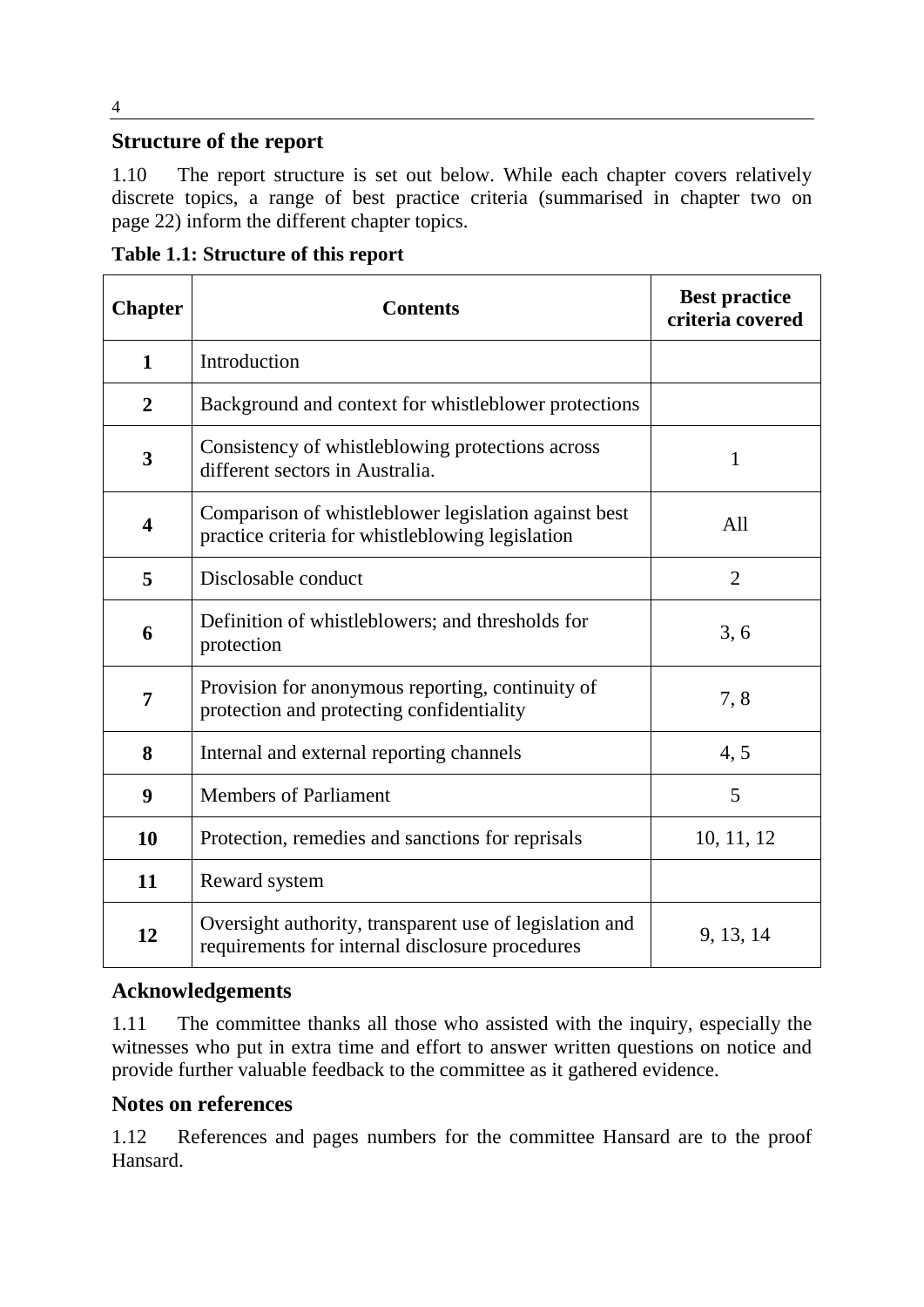## Structure of the report

1.10 The report structure is set out below. While each chapter covers relatively discrete topics, a range of best practice criteria (summarised in chapter two on page 22) inform the different chapter topics.

**Table 1.1: Structure of this report**

| Chapter | Contents | Best practice criteria covered |
|---|---|---|
| **1** | Introduction | |
| **2** | Background and context for whistleblower protections | |
| **3** | Consistency of whistleblowing protections across different sectors in Australia. | 1 |
| **4** | Comparison of whistleblower legislation against best practice criteria for whistleblowing legislation | All |
| **5** | Disclosable conduct | 2 |
| **6** | Definition of whistleblowers; and thresholds for protection | 3, 6 |
| **7** | Provision for anonymous reporting, continuity of protection and protecting confidentiality | 7, 8 |
| **8** | Internal and external reporting channels | 4, 5 |
| **9** | Members of Parliament | 5 |
| **10** | Protection, remedies and sanctions for reprisals | 10, 11, 12 |
| **11** | Reward system | |
| **12** | Oversight authority, transparent use of legislation and requirements for internal disclosure procedures | 9, 13, 14 |

## Acknowledgements

1.11 The committee thanks all those who assisted with the inquiry, especially the witnesses who put in extra time and effort to answer written questions on notice and provide further valuable feedback to the committee as it gathered evidence.

## Notes on references

1.12 References and pages numbers for the committee Hansard are to the proof Hansard.